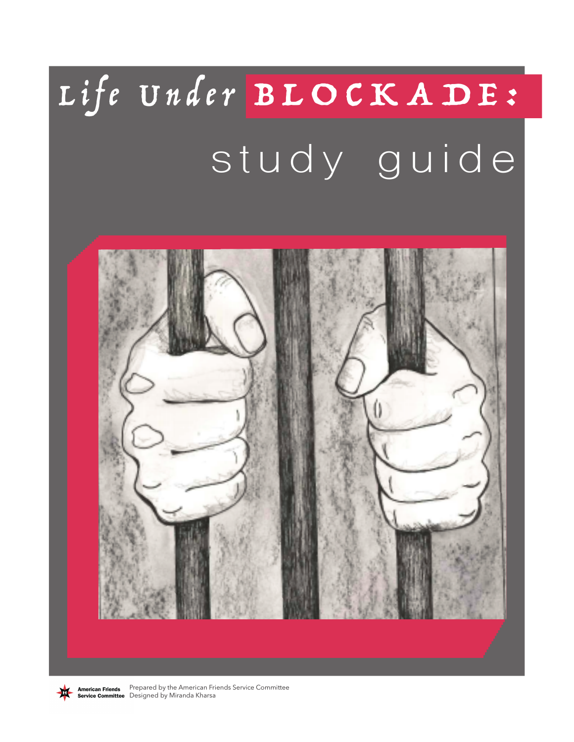# Life Under BLOCKADE:

## study guide

American Friends Service Committee

Prepared by the American Friends Service Committee
Designed by Miranda Kharsa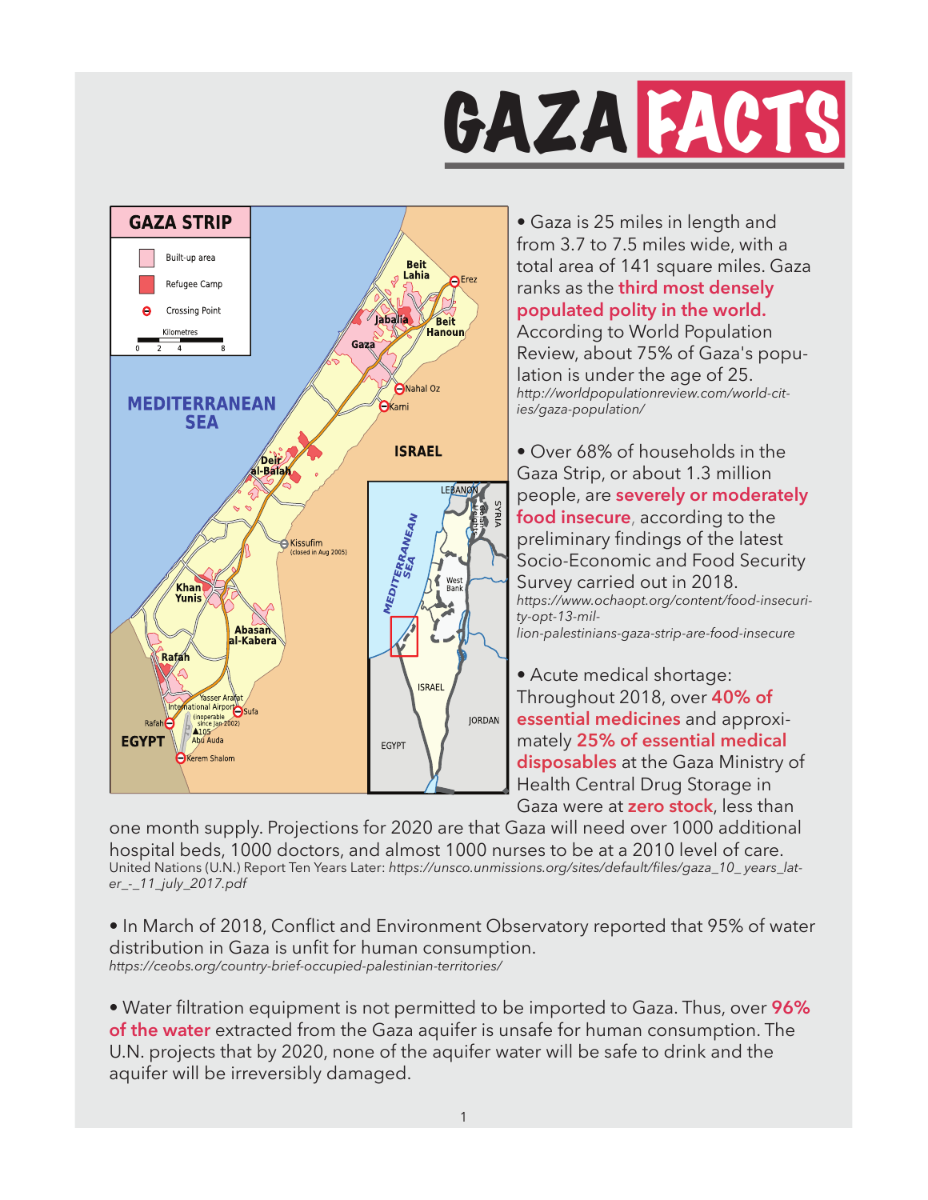# GAZA FACTS

- Gaza is 25 miles in length and from 3.7 to 7.5 miles wide, with a total area of 141 square miles. Gaza ranks as the **third most densely populated polity in the world.** According to World Population Review, about 75% of Gaza's population is under the age of 25.
  *http://worldpopulationreview.com/world-cities/gaza-population/*

- Over 68% of households in the Gaza Strip, or about 1.3 million people, are **severely or moderately food insecure**, according to the preliminary findings of the latest Socio-Economic and Food Security Survey carried out in 2018.
  *https://www.ochaopt.org/content/food-insecurity-opt-13-million-palestinians-gaza-strip-are-food-insecure*

- Acute medical shortage: Throughout 2018, over **40% of essential medicines** and approximately **25% of essential medical disposables** at the Gaza Ministry of Health Central Drug Storage in Gaza were at **zero stock**, less than one month supply. Projections for 2020 are that Gaza will need over 1000 additional hospital beds, 1000 doctors, and almost 1000 nurses to be at a 2010 level of care.
  United Nations (U.N.) Report Ten Years Later: *https://unsco.unmissions.org/sites/default/files/gaza_10_years_later_-_11_july_2017.pdf*

- In March of 2018, Conflict and Environment Observatory reported that 95% of water distribution in Gaza is unfit for human consumption.
  *https://ceobs.org/country-brief-occupied-palestinian-territories/*

- Water filtration equipment is not permitted to be imported to Gaza. Thus, over **96% of the water** extracted from the Gaza aquifer is unsafe for human consumption. The U.N. projects that by 2020, none of the aquifer water will be safe to drink and the aquifer will be irreversibly damaged.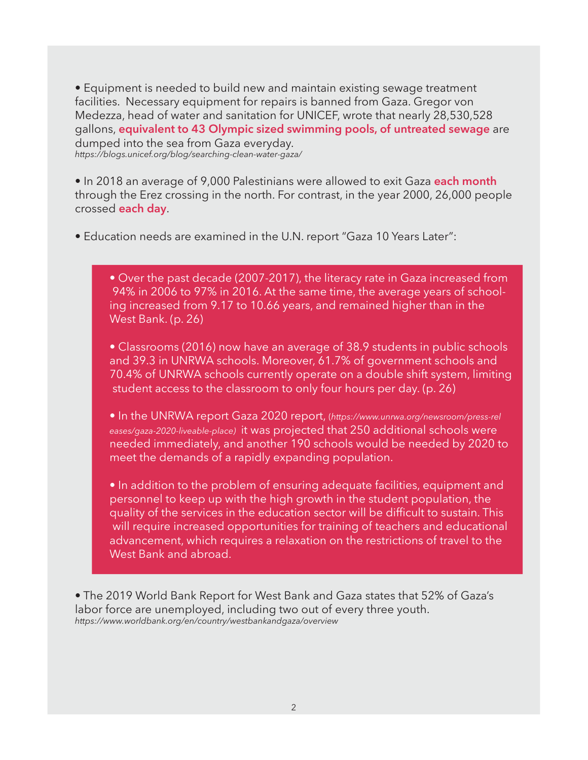- Equipment is needed to build new and maintain existing sewage treatment facilities. Necessary equipment for repairs is banned from Gaza. Gregor von Medezza, head of water and sanitation for UNICEF, wrote that nearly 28,530,528 gallons, **equivalent to 43 Olympic sized swimming pools, of untreated sewage** are dumped into the sea from Gaza everyday.  
*https://blogs.unicef.org/blog/searching-clean-water-gaza/*

- In 2018 an average of 9,000 Palestinians were allowed to exit Gaza **each month** through the Erez crossing in the north. For contrast, in the year 2000, 26,000 people crossed **each day**.

- Education needs are examined in the U.N. report "Gaza 10 Years Later":

  - Over the past decade (2007-2017), the literacy rate in Gaza increased from 94% in 2006 to 97% in 2016. At the same time, the average years of schooling increased from 9.17 to 10.66 years, and remained higher than in the West Bank. (p. 26)

  - Classrooms (2016) now have an average of 38.9 students in public schools and 39.3 in UNRWA schools. Moreover, 61.7% of government schools and 70.4% of UNRWA schools currently operate on a double shift system, limiting student access to the classroom to only four hours per day. (p. 26)

  - In the UNRWA report Gaza 2020 report, (*https://www.unrwa.org/newsroom/press-releases/gaza-2020-liveable-place*) it was projected that 250 additional schools were needed immediately, and another 190 schools would be needed by 2020 to meet the demands of a rapidly expanding population.

  - In addition to the problem of ensuring adequate facilities, equipment and personnel to keep up with the high growth in the student population, the quality of the services in the education sector will be difficult to sustain. This will require increased opportunities for training of teachers and educational advancement, which requires a relaxation on the restrictions of travel to the West Bank and abroad.

- The 2019 World Bank Report for West Bank and Gaza states that 52% of Gaza's labor force are unemployed, including two out of every three youth.  
*https://www.worldbank.org/en/country/westbankandgaza/overview*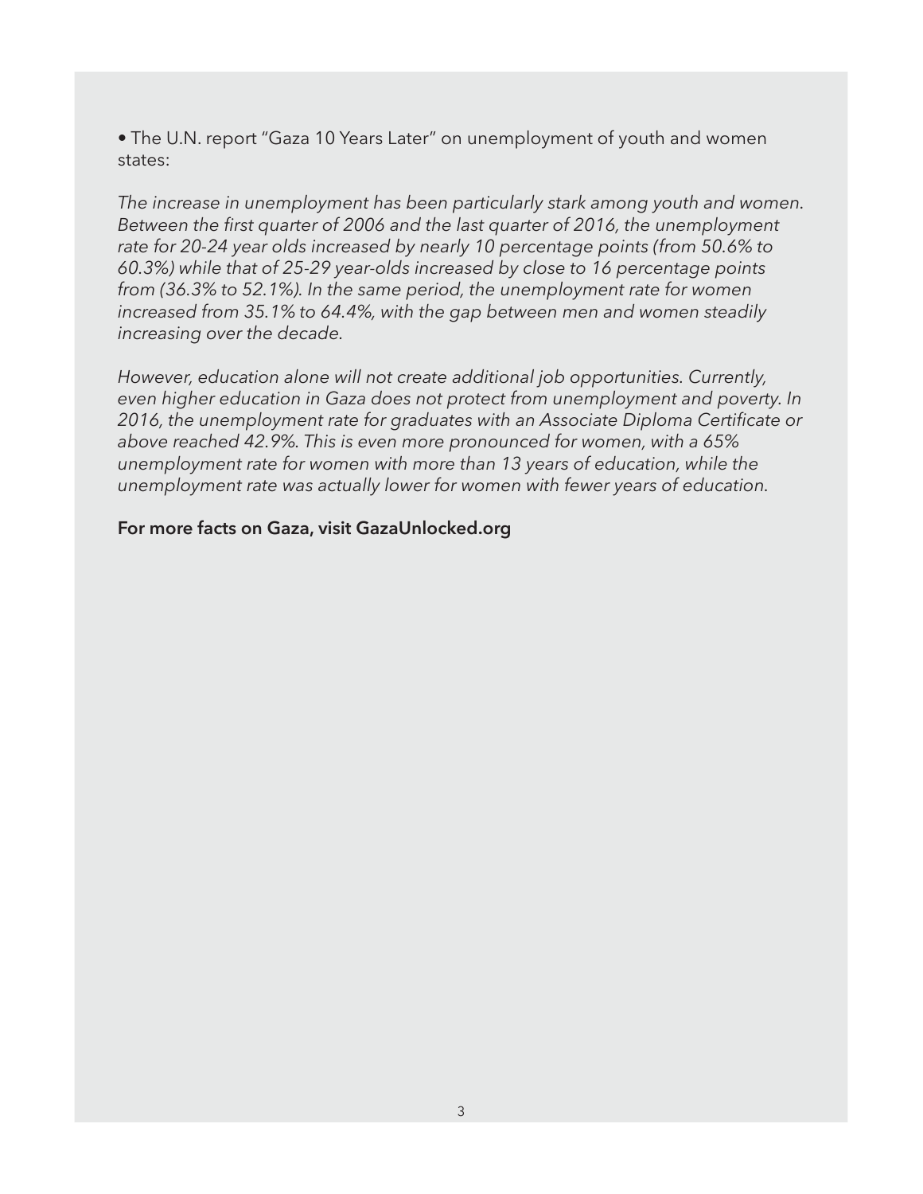• The U.N. report "Gaza 10 Years Later" on unemployment of youth and women states:

*The increase in unemployment has been particularly stark among youth and women. Between the first quarter of 2006 and the last quarter of 2016, the unemployment rate for 20-24 year olds increased by nearly 10 percentage points (from 50.6% to 60.3%) while that of 25-29 year-olds increased by close to 16 percentage points from (36.3% to 52.1%). In the same period, the unemployment rate for women increased from 35.1% to 64.4%, with the gap between men and women steadily increasing over the decade.*

*However, education alone will not create additional job opportunities. Currently, even higher education in Gaza does not protect from unemployment and poverty. In 2016, the unemployment rate for graduates with an Associate Diploma Certificate or above reached 42.9%. This is even more pronounced for women, with a 65% unemployment rate for women with more than 13 years of education, while the unemployment rate was actually lower for women with fewer years of education.*

**For more facts on Gaza, visit GazaUnlocked.org**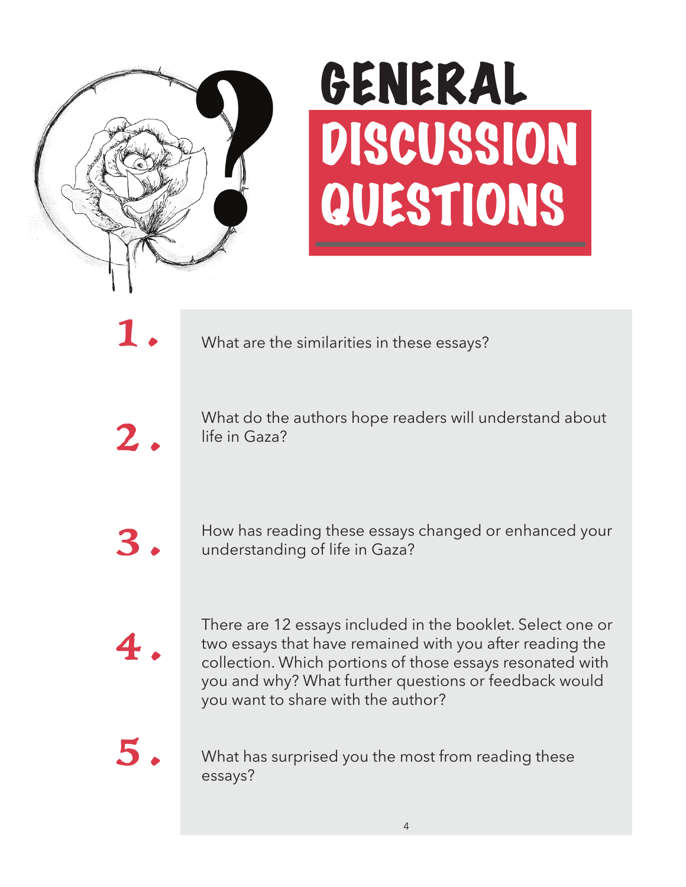# GENERAL DISCUSSION QUESTIONS

1. What are the similarities in these essays?

2. What do the authors hope readers will understand about life in Gaza?

3. How has reading these essays changed or enhanced your understanding of life in Gaza?

4. There are 12 essays included in the booklet. Select one or two essays that have remained with you after reading the collection. Which portions of those essays resonated with you and why? What further questions or feedback would you want to share with the author?

5. What has surprised you the most from reading these essays?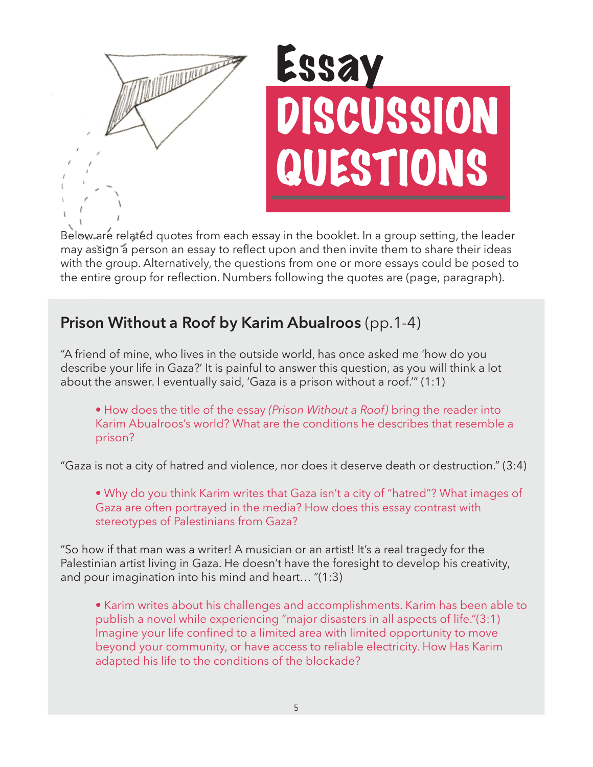# Essay Discussion Questions

Below are related quotes from each essay in the booklet. In a group setting, the leader may assign a person an essay to reflect upon and then invite them to share their ideas with the group. Alternatively, the questions from one or more essays could be posed to the entire group for reflection. Numbers following the quotes are (page, paragraph).

## **Prison Without a Roof by Karim Abualroos** (pp.1-4)

"A friend of mine, who lives in the outside world, has once asked me 'how do you describe your life in Gaza?' It is painful to answer this question, as you will think a lot about the answer. I eventually said, 'Gaza is a prison without a roof.'" (1:1)

- How does the title of the essay *(Prison Without a Roof)* bring the reader into Karim Abualroos's world? What are the conditions he describes that resemble a prison?

"Gaza is not a city of hatred and violence, nor does it deserve death or destruction." (3:4)

- Why do you think Karim writes that Gaza isn't a city of "hatred"? What images of Gaza are often portrayed in the media? How does this essay contrast with stereotypes of Palestinians from Gaza?

"So how if that man was a writer! A musician or an artist! It's a real tragedy for the Palestinian artist living in Gaza. He doesn't have the foresight to develop his creativity, and pour imagination into his mind and heart… "(1:3)

- Karim writes about his challenges and accomplishments. Karim has been able to publish a novel while experiencing "major disasters in all aspects of life."(3:1) Imagine your life confined to a limited area with limited opportunity to move beyond your community, or have access to reliable electricity. How Has Karim adapted his life to the conditions of the blockade?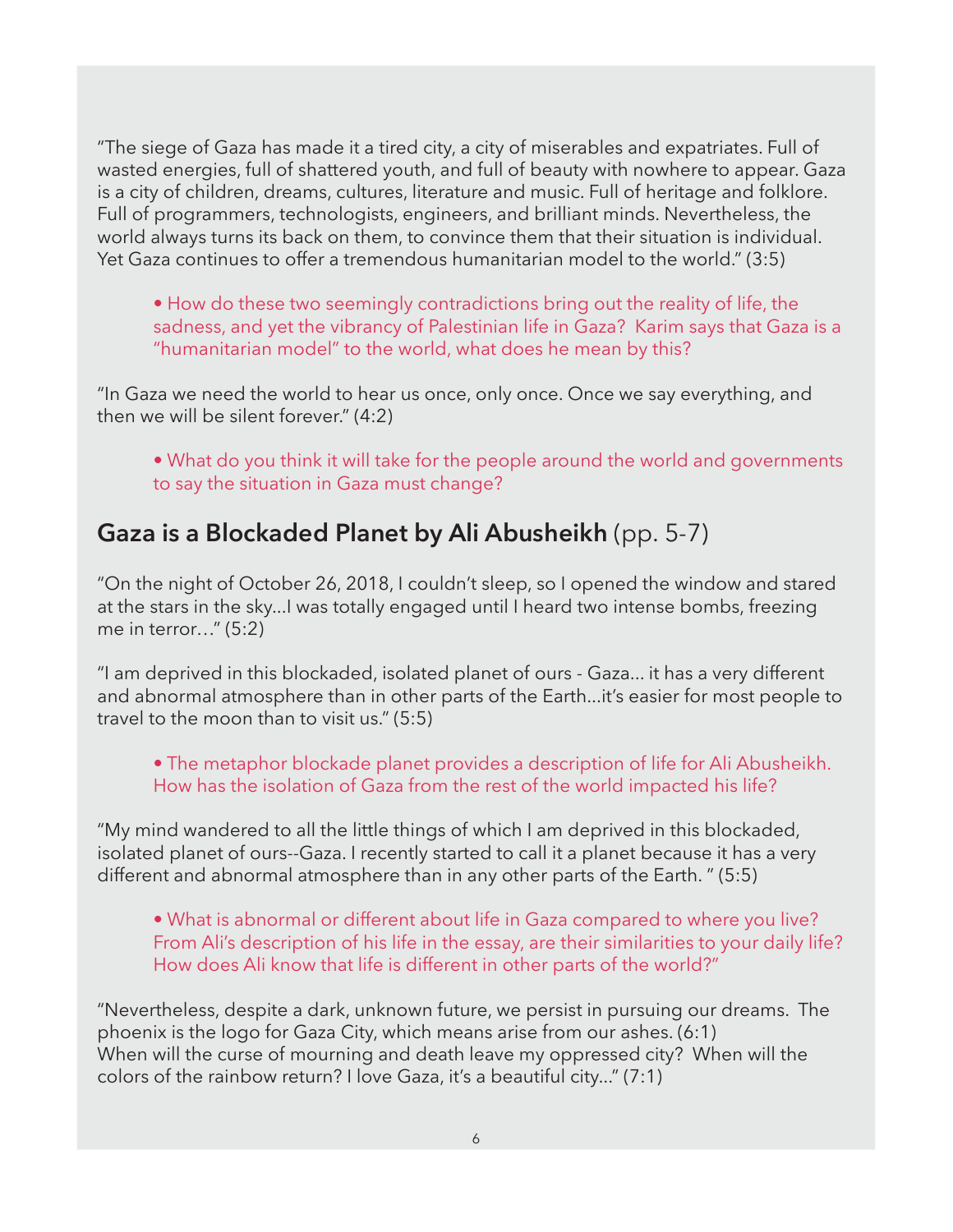"The siege of Gaza has made it a tired city, a city of miserables and expatriates. Full of wasted energies, full of shattered youth, and full of beauty with nowhere to appear. Gaza is a city of children, dreams, cultures, literature and music. Full of heritage and folklore. Full of programmers, technologists, engineers, and brilliant minds. Nevertheless, the world always turns its back on them, to convince them that their situation is individual. Yet Gaza continues to offer a tremendous humanitarian model to the world." (3:5)

> • How do these two seemingly contradictions bring out the reality of life, the sadness, and yet the vibrancy of Palestinian life in Gaza? Karim says that Gaza is a "humanitarian model" to the world, what does he mean by this?

"In Gaza we need the world to hear us once, only once. Once we say everything, and then we will be silent forever." (4:2)

> • What do you think it will take for the people around the world and governments to say the situation in Gaza must change?

## **Gaza is a Blockaded Planet by Ali Abusheikh** (pp. 5-7)

"On the night of October 26, 2018, I couldn't sleep, so I opened the window and stared at the stars in the sky...I was totally engaged until I heard two intense bombs, freezing me in terror…" (5:2)

"I am deprived in this blockaded, isolated planet of ours - Gaza... it has a very different and abnormal atmosphere than in other parts of the Earth...it's easier for most people to travel to the moon than to visit us." (5:5)

> • The metaphor blockade planet provides a description of life for Ali Abusheikh. How has the isolation of Gaza from the rest of the world impacted his life?

"My mind wandered to all the little things of which I am deprived in this blockaded, isolated planet of ours--Gaza. I recently started to call it a planet because it has a very different and abnormal atmosphere than in any other parts of the Earth. " (5:5)

> • What is abnormal or different about life in Gaza compared to where you live? From Ali's description of his life in the essay, are their similarities to your daily life? How does Ali know that life is different in other parts of the world?"

"Nevertheless, despite a dark, unknown future, we persist in pursuing our dreams. The phoenix is the logo for Gaza City, which means arise from our ashes. (6:1)
When will the curse of mourning and death leave my oppressed city? When will the colors of the rainbow return? I love Gaza, it's a beautiful city..." (7:1)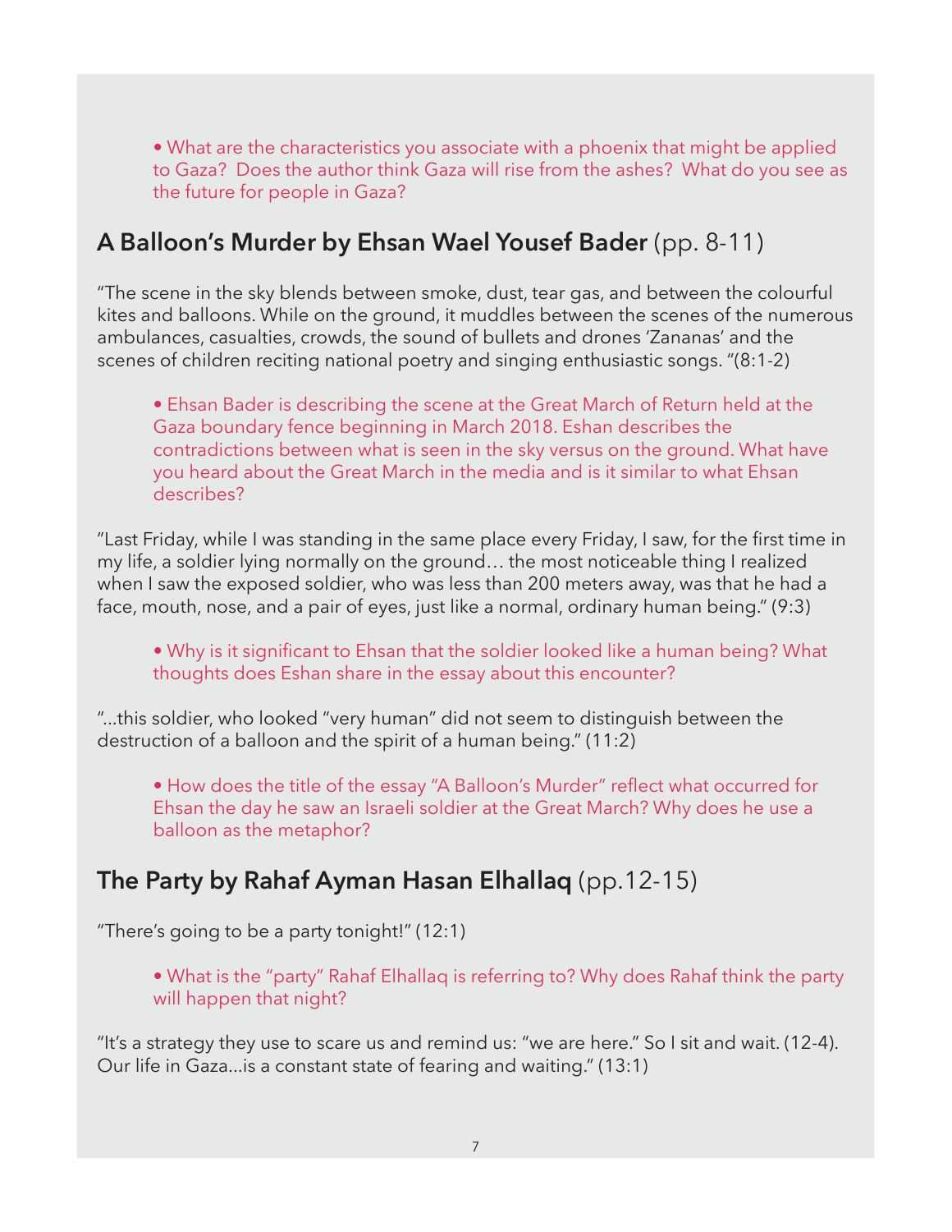- What are the characteristics you associate with a phoenix that might be applied to Gaza? Does the author think Gaza will rise from the ashes? What do you see as the future for people in Gaza?

## **A Balloon's Murder by Ehsan Wael Yousef Bader** (pp. 8-11)

"The scene in the sky blends between smoke, dust, tear gas, and between the colourful kites and balloons. While on the ground, it muddles between the scenes of the numerous ambulances, casualties, crowds, the sound of bullets and drones 'Zananas' and the scenes of children reciting national poetry and singing enthusiastic songs. "(8:1-2)

- Ehsan Bader is describing the scene at the Great March of Return held at the Gaza boundary fence beginning in March 2018. Eshan describes the contradictions between what is seen in the sky versus on the ground. What have you heard about the Great March in the media and is it similar to what Ehsan describes?

"Last Friday, while I was standing in the same place every Friday, I saw, for the first time in my life, a soldier lying normally on the ground… the most noticeable thing I realized when I saw the exposed soldier, who was less than 200 meters away, was that he had a face, mouth, nose, and a pair of eyes, just like a normal, ordinary human being." (9:3)

- Why is it significant to Ehsan that the soldier looked like a human being? What thoughts does Eshan share in the essay about this encounter?

"...this soldier, who looked "very human" did not seem to distinguish between the destruction of a balloon and the spirit of a human being." (11:2)

- How does the title of the essay "A Balloon's Murder" reflect what occurred for Ehsan the day he saw an Israeli soldier at the Great March? Why does he use a balloon as the metaphor?

## **The Party by Rahaf Ayman Hasan Elhallaq** (pp.12-15)

"There's going to be a party tonight!" (12:1)

- What is the "party" Rahaf Elhallaq is referring to? Why does Rahaf think the party will happen that night?

"It's a strategy they use to scare us and remind us: "we are here." So I sit and wait. (12-4). Our life in Gaza...is a constant state of fearing and waiting." (13:1)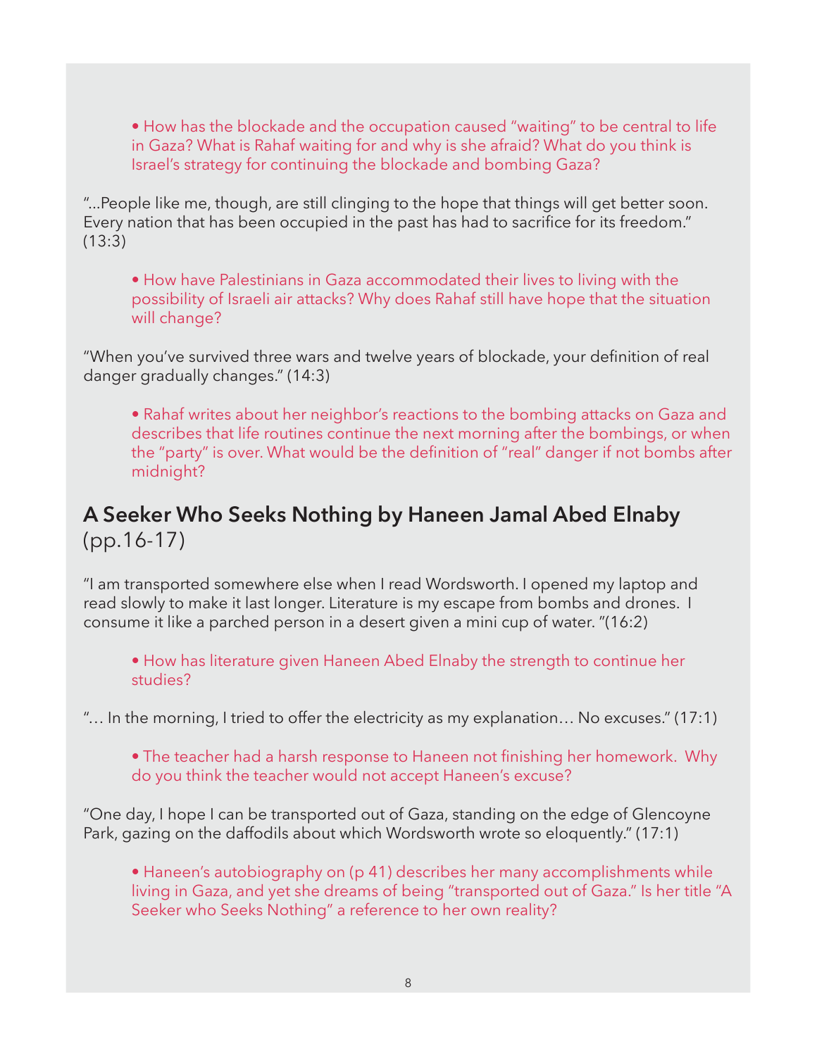- How has the blockade and the occupation caused "waiting" to be central to life in Gaza? What is Rahaf waiting for and why is she afraid? What do you think is Israel's strategy for continuing the blockade and bombing Gaza?

"...People like me, though, are still clinging to the hope that things will get better soon. Every nation that has been occupied in the past has had to sacrifice for its freedom." (13:3)

- How have Palestinians in Gaza accommodated their lives to living with the possibility of Israeli air attacks? Why does Rahaf still have hope that the situation will change?

"When you've survived three wars and twelve years of blockade, your definition of real danger gradually changes." (14:3)

- Rahaf writes about her neighbor's reactions to the bombing attacks on Gaza and describes that life routines continue the next morning after the bombings, or when the "party" is over. What would be the definition of "real" danger if not bombs after midnight?

## A Seeker Who Seeks Nothing by Haneen Jamal Abed Elnaby (pp.16-17)

"I am transported somewhere else when I read Wordsworth. I opened my laptop and read slowly to make it last longer. Literature is my escape from bombs and drones. I consume it like a parched person in a desert given a mini cup of water. "(16:2)

- How has literature given Haneen Abed Elnaby the strength to continue her studies?

"… In the morning, I tried to offer the electricity as my explanation… No excuses." (17:1)

- The teacher had a harsh response to Haneen not finishing her homework. Why do you think the teacher would not accept Haneen's excuse?

"One day, I hope I can be transported out of Gaza, standing on the edge of Glencoyne Park, gazing on the daffodils about which Wordsworth wrote so eloquently." (17:1)

- Haneen's autobiography on (p 41) describes her many accomplishments while living in Gaza, and yet she dreams of being "transported out of Gaza." Is her title "A Seeker who Seeks Nothing" a reference to her own reality?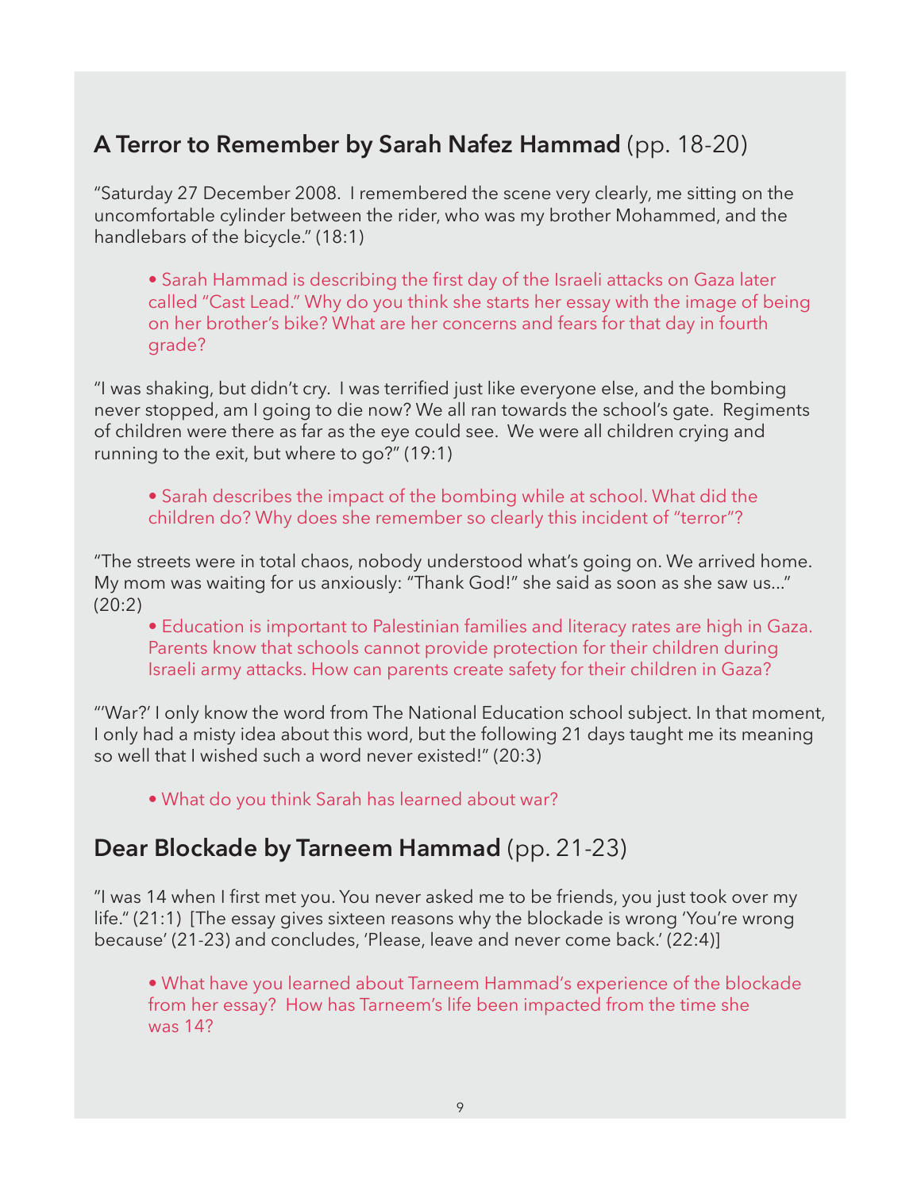## A Terror to Remember by Sarah Nafez Hammad (pp. 18-20)

"Saturday 27 December 2008. I remembered the scene very clearly, me sitting on the uncomfortable cylinder between the rider, who was my brother Mohammed, and the handlebars of the bicycle." (18:1)

- Sarah Hammad is describing the first day of the Israeli attacks on Gaza later called "Cast Lead." Why do you think she starts her essay with the image of being on her brother's bike? What are her concerns and fears for that day in fourth grade?

"I was shaking, but didn't cry. I was terrified just like everyone else, and the bombing never stopped, am I going to die now? We all ran towards the school's gate. Regiments of children were there as far as the eye could see. We were all children crying and running to the exit, but where to go?" (19:1)

- Sarah describes the impact of the bombing while at school. What did the children do? Why does she remember so clearly this incident of "terror"?

"The streets were in total chaos, nobody understood what's going on. We arrived home. My mom was waiting for us anxiously: "Thank God!" she said as soon as she saw us..." (20:2)

- Education is important to Palestinian families and literacy rates are high in Gaza. Parents know that schools cannot provide protection for their children during Israeli army attacks. How can parents create safety for their children in Gaza?

"'War?' I only know the word from The National Education school subject. In that moment, I only had a misty idea about this word, but the following 21 days taught me its meaning so well that I wished such a word never existed!" (20:3)

- What do you think Sarah has learned about war?

## Dear Blockade by Tarneem Hammad (pp. 21-23)

"I was 14 when I first met you. You never asked me to be friends, you just took over my life." (21:1) [The essay gives sixteen reasons why the blockade is wrong 'You're wrong because' (21-23) and concludes, 'Please, leave and never come back.' (22:4)]

- What have you learned about Tarneem Hammad's experience of the blockade from her essay? How has Tarneem's life been impacted from the time she was 14?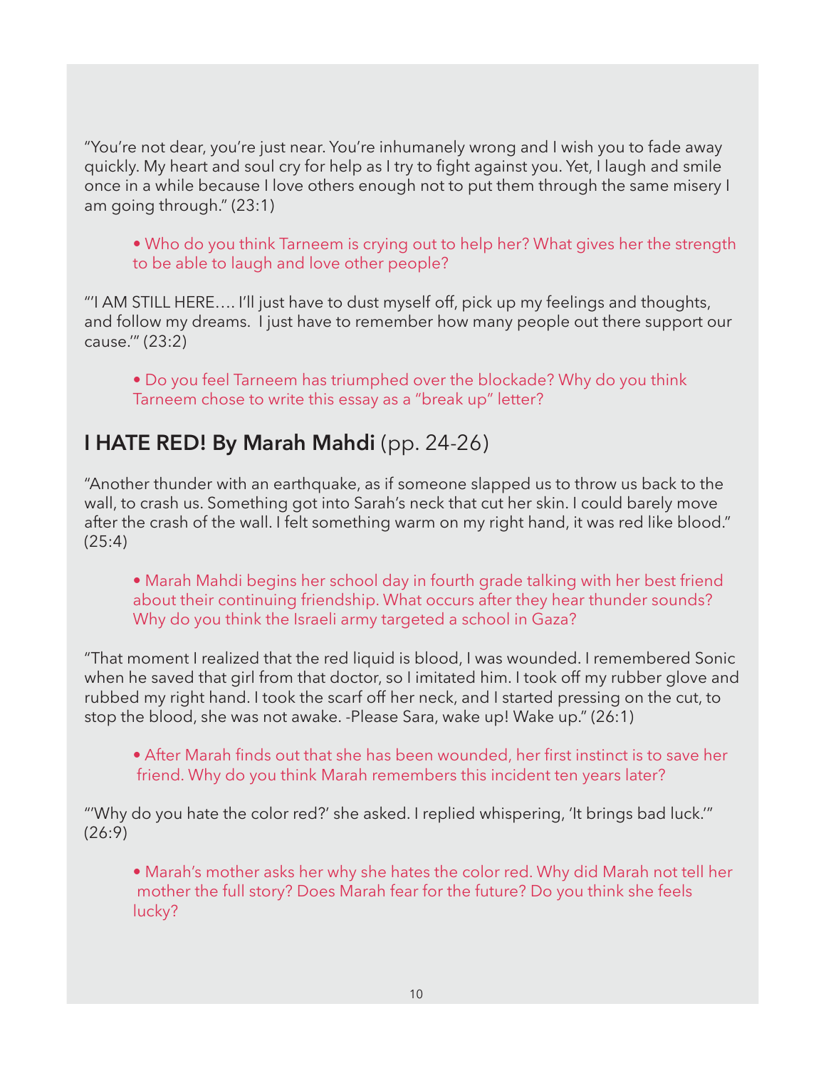"You're not dear, you're just near. You're inhumanely wrong and I wish you to fade away quickly. My heart and soul cry for help as I try to fight against you. Yet, I laugh and smile once in a while because I love others enough not to put them through the same misery I am going through." (23:1)

- Who do you think Tarneem is crying out to help her? What gives her the strength to be able to laugh and love other people?

"'I AM STILL HERE…. I'll just have to dust myself off, pick up my feelings and thoughts, and follow my dreams. I just have to remember how many people out there support our cause.'" (23:2)

- Do you feel Tarneem has triumphed over the blockade? Why do you think Tarneem chose to write this essay as a "break up" letter?

## **I HATE RED! By Marah Mahdi** (pp. 24-26)

"Another thunder with an earthquake, as if someone slapped us to throw us back to the wall, to crash us. Something got into Sarah's neck that cut her skin. I could barely move after the crash of the wall. I felt something warm on my right hand, it was red like blood." (25:4)

- Marah Mahdi begins her school day in fourth grade talking with her best friend about their continuing friendship. What occurs after they hear thunder sounds? Why do you think the Israeli army targeted a school in Gaza?

"That moment I realized that the red liquid is blood, I was wounded. I remembered Sonic when he saved that girl from that doctor, so I imitated him. I took off my rubber glove and rubbed my right hand. I took the scarf off her neck, and I started pressing on the cut, to stop the blood, she was not awake. -Please Sara, wake up! Wake up." (26:1)

- After Marah finds out that she has been wounded, her first instinct is to save her friend. Why do you think Marah remembers this incident ten years later?

"'Why do you hate the color red?' she asked. I replied whispering, 'It brings bad luck.'" (26:9)

- Marah's mother asks her why she hates the color red. Why did Marah not tell her mother the full story? Does Marah fear for the future? Do you think she feels lucky?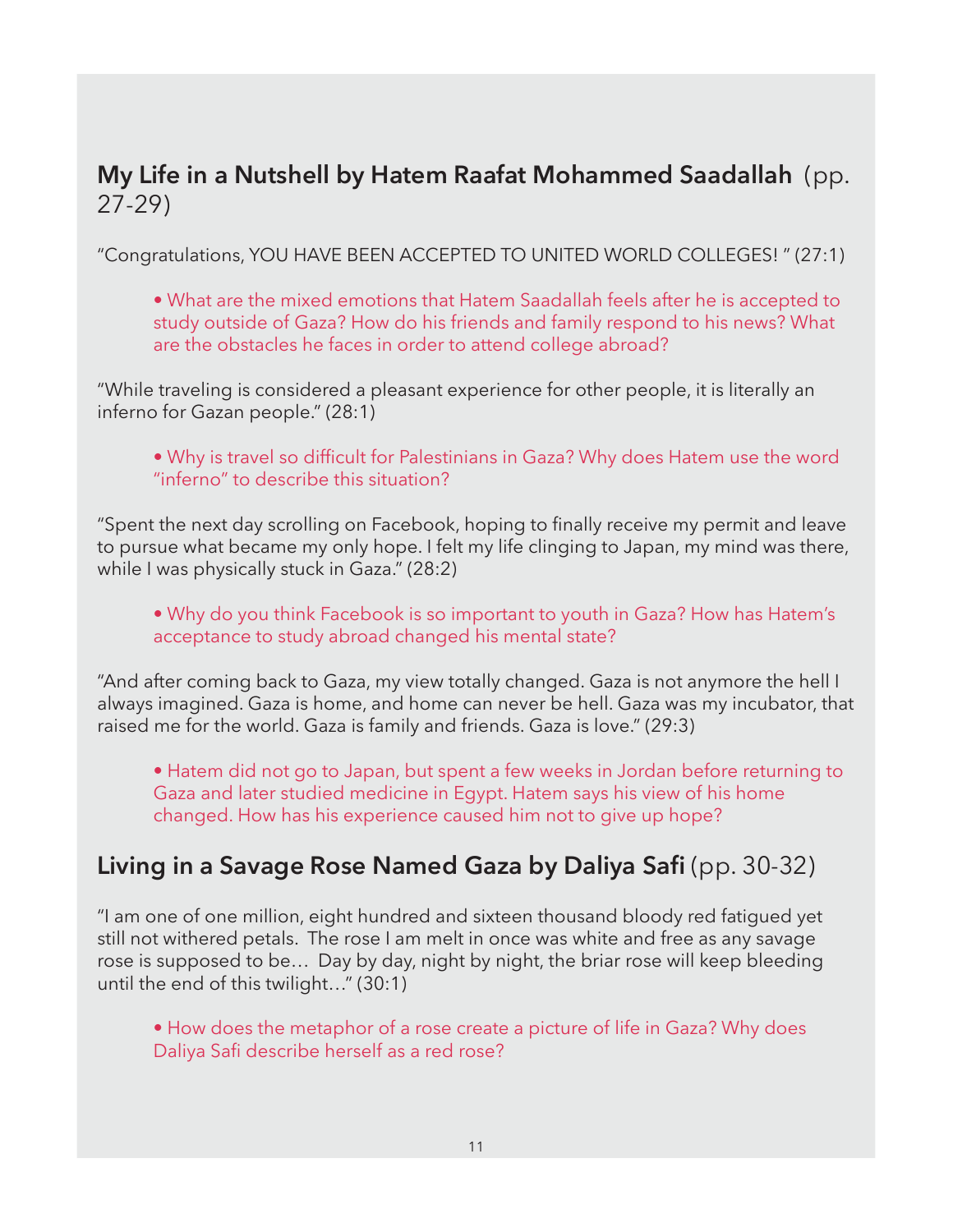## My Life in a Nutshell by Hatem Raafat Mohammed Saadallah (pp. 27-29)

"Congratulations, YOU HAVE BEEN ACCEPTED TO UNITED WORLD COLLEGES! " (27:1)

- What are the mixed emotions that Hatem Saadallah feels after he is accepted to study outside of Gaza? How do his friends and family respond to his news? What are the obstacles he faces in order to attend college abroad?

"While traveling is considered a pleasant experience for other people, it is literally an inferno for Gazan people." (28:1)

- Why is travel so difficult for Palestinians in Gaza? Why does Hatem use the word "inferno" to describe this situation?

"Spent the next day scrolling on Facebook, hoping to finally receive my permit and leave to pursue what became my only hope. I felt my life clinging to Japan, my mind was there, while I was physically stuck in Gaza." (28:2)

- Why do you think Facebook is so important to youth in Gaza? How has Hatem's acceptance to study abroad changed his mental state?

"And after coming back to Gaza, my view totally changed. Gaza is not anymore the hell I always imagined. Gaza is home, and home can never be hell. Gaza was my incubator, that raised me for the world. Gaza is family and friends. Gaza is love." (29:3)

- Hatem did not go to Japan, but spent a few weeks in Jordan before returning to Gaza and later studied medicine in Egypt. Hatem says his view of his home changed. How has his experience caused him not to give up hope?

## Living in a Savage Rose Named Gaza by Daliya Safi (pp. 30-32)

"I am one of one million, eight hundred and sixteen thousand bloody red fatigued yet still not withered petals. The rose I am melt in once was white and free as any savage rose is supposed to be… Day by day, night by night, the briar rose will keep bleeding until the end of this twilight…" (30:1)

- How does the metaphor of a rose create a picture of life in Gaza? Why does Daliya Safi describe herself as a red rose?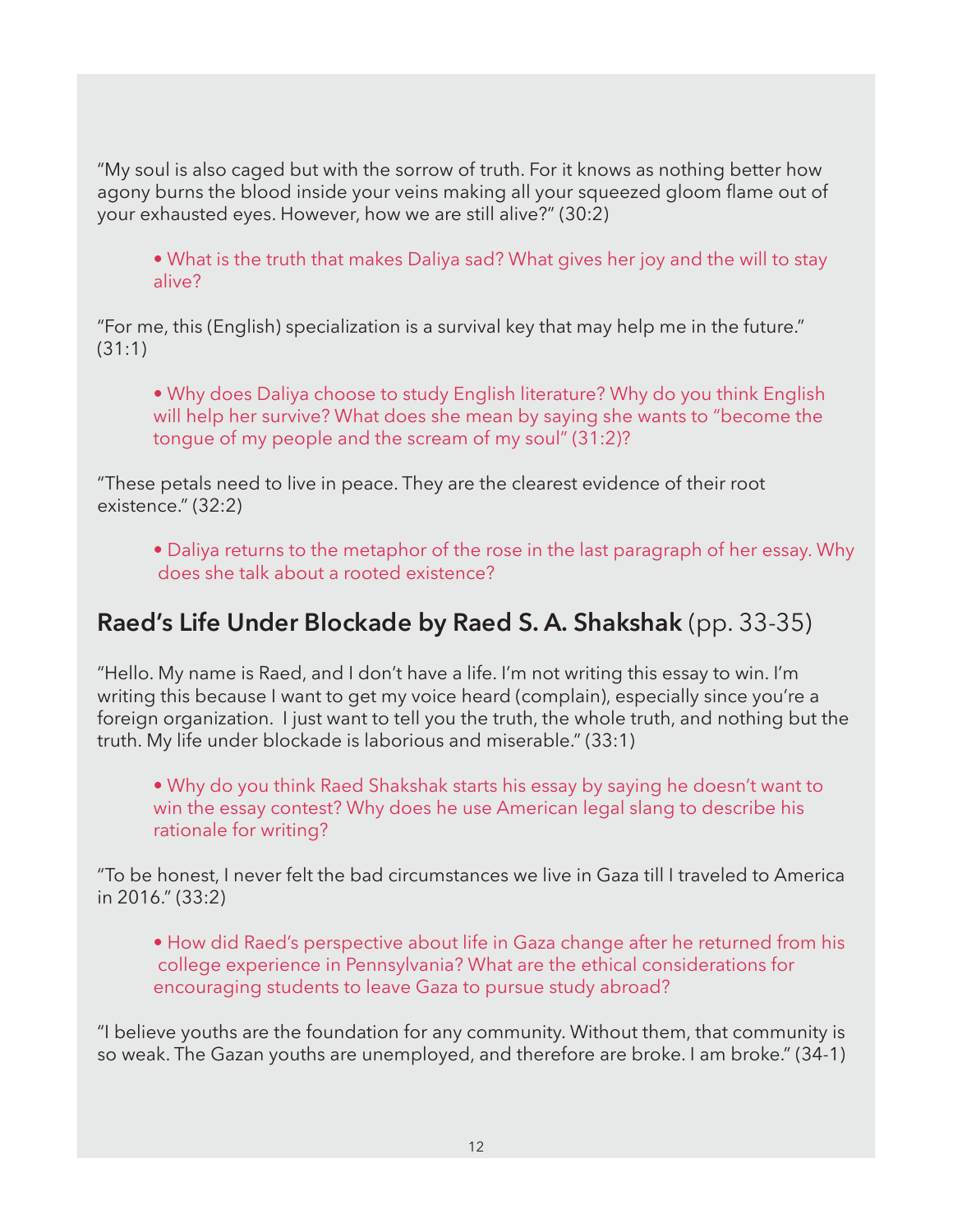"My soul is also caged but with the sorrow of truth. For it knows as nothing better how agony burns the blood inside your veins making all your squeezed gloom flame out of your exhausted eyes. However, how we are still alive?" (30:2)

- What is the truth that makes Daliya sad? What gives her joy and the will to stay alive?

"For me, this (English) specialization is a survival key that may help me in the future." (31:1)

- Why does Daliya choose to study English literature? Why do you think English will help her survive? What does she mean by saying she wants to "become the tongue of my people and the scream of my soul" (31:2)?

"These petals need to live in peace. They are the clearest evidence of their root existence." (32:2)

- Daliya returns to the metaphor of the rose in the last paragraph of her essay. Why does she talk about a rooted existence?

## Raed's Life Under Blockade by Raed S. A. Shakshak (pp. 33-35)

"Hello. My name is Raed, and I don't have a life. I'm not writing this essay to win. I'm writing this because I want to get my voice heard (complain), especially since you're a foreign organization. I just want to tell you the truth, the whole truth, and nothing but the truth. My life under blockade is laborious and miserable." (33:1)

- Why do you think Raed Shakshak starts his essay by saying he doesn't want to win the essay contest? Why does he use American legal slang to describe his rationale for writing?

"To be honest, I never felt the bad circumstances we live in Gaza till I traveled to America in 2016." (33:2)

- How did Raed's perspective about life in Gaza change after he returned from his college experience in Pennsylvania? What are the ethical considerations for encouraging students to leave Gaza to pursue study abroad?

"I believe youths are the foundation for any community. Without them, that community is so weak. The Gazan youths are unemployed, and therefore are broke. I am broke." (34-1)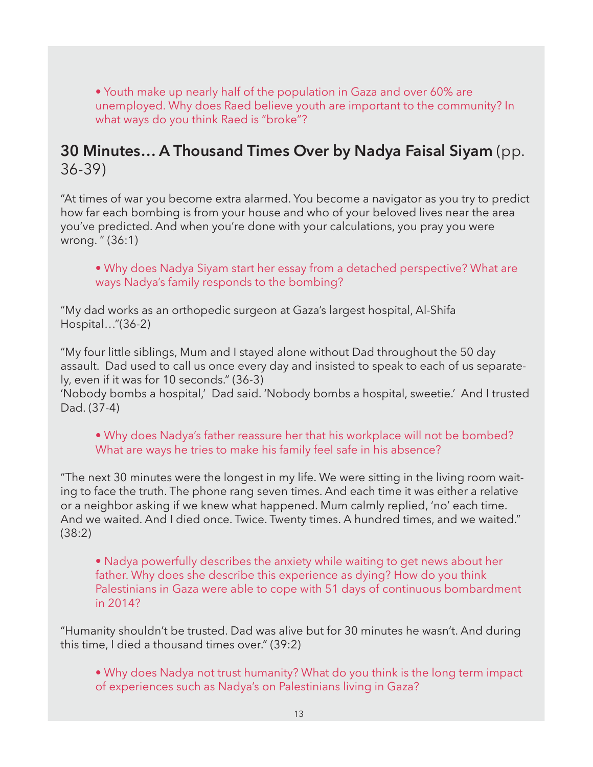- Youth make up nearly half of the population in Gaza and over 60% are unemployed. Why does Raed believe youth are important to the community? In what ways do you think Raed is "broke"?

## **30 Minutes… A Thousand Times Over by Nadya Faisal Siyam** (pp. 36-39)

"At times of war you become extra alarmed. You become a navigator as you try to predict how far each bombing is from your house and who of your beloved lives near the area you've predicted. And when you're done with your calculations, you pray you were wrong. " (36:1)

- Why does Nadya Siyam start her essay from a detached perspective? What are ways Nadya's family responds to the bombing?

"My dad works as an orthopedic surgeon at Gaza's largest hospital, Al-Shifa Hospital…"(36-2)

"My four little siblings, Mum and I stayed alone without Dad throughout the 50 day assault. Dad used to call us once every day and insisted to speak to each of us separately, even if it was for 10 seconds." (36-3)
'Nobody bombs a hospital,' Dad said. 'Nobody bombs a hospital, sweetie.' And I trusted Dad. (37-4)

- Why does Nadya's father reassure her that his workplace will not be bombed? What are ways he tries to make his family feel safe in his absence?

"The next 30 minutes were the longest in my life. We were sitting in the living room waiting to face the truth. The phone rang seven times. And each time it was either a relative or a neighbor asking if we knew what happened. Mum calmly replied, 'no' each time. And we waited. And I died once. Twice. Twenty times. A hundred times, and we waited." (38:2)

- Nadya powerfully describes the anxiety while waiting to get news about her father. Why does she describe this experience as dying? How do you think Palestinians in Gaza were able to cope with 51 days of continuous bombardment in 2014?

"Humanity shouldn't be trusted. Dad was alive but for 30 minutes he wasn't. And during this time, I died a thousand times over." (39:2)

- Why does Nadya not trust humanity? What do you think is the long term impact of experiences such as Nadya's on Palestinians living in Gaza?